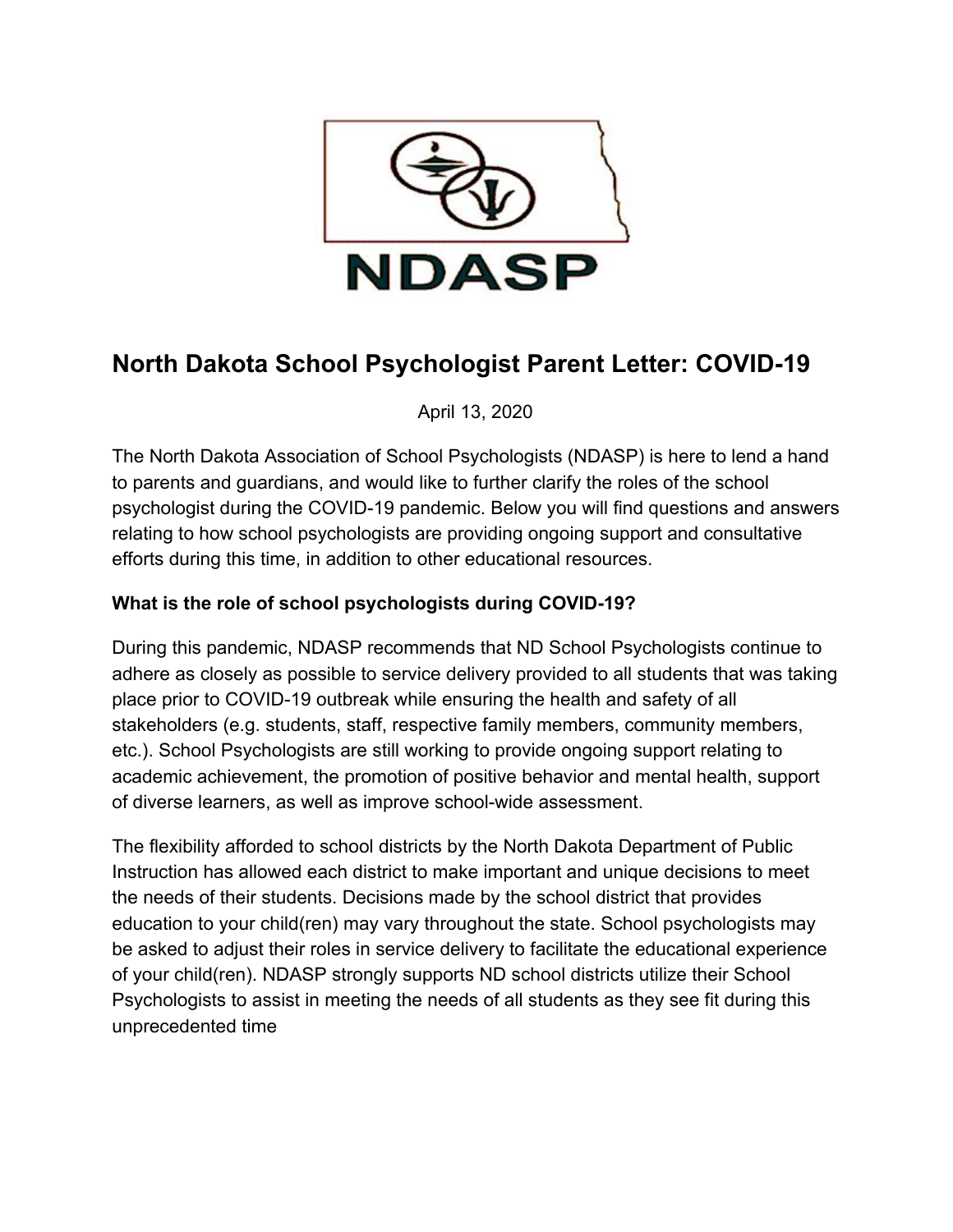NDASP

# North Dakota School Psychologist Parent Letter: COVID-19

April 13, 2020

The North Dakota Association of School Psychologists (NDASP) is here to lend a hand to parents and guardians, and would like to further clarify the roles of the school psychologist during the COVID-19 pandemic. Below you will find questions and answers relating to how school psychologists are providing ongoing support and consultative efforts during this time, in addition to other educational resources.

**What is the role of school psychologists during COVID-19?**

During this pandemic, NDASP recommends that ND School Psychologists continue to adhere as closely as possible to service delivery provided to all students that was taking place prior to COVID-19 outbreak while ensuring the health and safety of all stakeholders (e.g. students, staff, respective family members, community members, etc.). School Psychologists are still working to provide ongoing support relating to academic achievement, the promotion of positive behavior and mental health, support of diverse learners, as well as improve school-wide assessment.

The flexibility afforded to school districts by the North Dakota Department of Public Instruction has allowed each district to make important and unique decisions to meet the needs of their students. Decisions made by the school district that provides education to your child(ren) may vary throughout the state. School psychologists may be asked to adjust their roles in service delivery to facilitate the educational experience of your child(ren). NDASP strongly supports ND school districts utilize their School Psychologists to assist in meeting the needs of all students as they see fit during this unprecedented time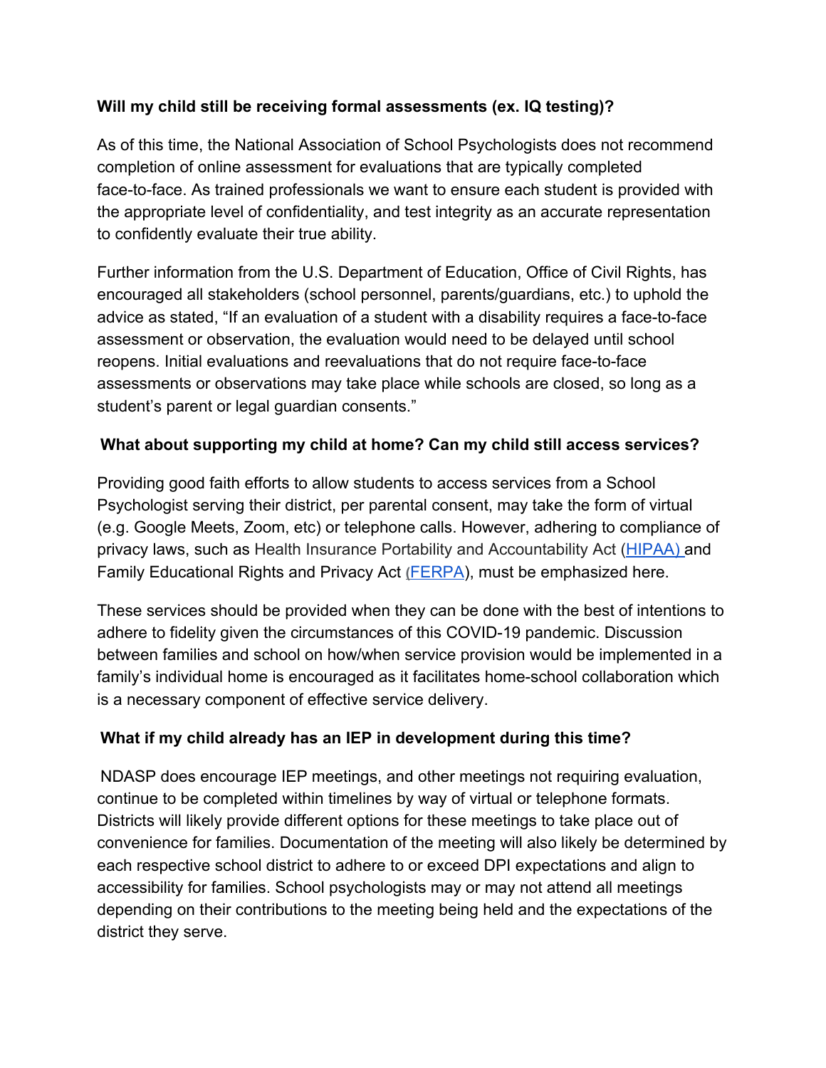**Will my child still be receiving formal assessments (ex. IQ testing)?**

As of this time, the National Association of School Psychologists does not recommend completion of online assessment for evaluations that are typically completed face-to-face. As trained professionals we want to ensure each student is provided with the appropriate level of confidentiality, and test integrity as an accurate representation to confidently evaluate their true ability.

Further information from the U.S. Department of Education, Office of Civil Rights, has encouraged all stakeholders (school personnel, parents/guardians, etc.) to uphold the advice as stated, "If an evaluation of a student with a disability requires a face-to-face assessment or observation, the evaluation would need to be delayed until school reopens. Initial evaluations and reevaluations that do not require face-to-face assessments or observations may take place while schools are closed, so long as a student's parent or legal guardian consents."

**What about supporting my child at home? Can my child still access services?**

Providing good faith efforts to allow students to access services from a School Psychologist serving their district, per parental consent, may take the form of virtual (e.g. Google Meets, Zoom, etc) or telephone calls. However, adhering to compliance of privacy laws, such as Health Insurance Portability and Accountability Act (HIPAA) and Family Educational Rights and Privacy Act (FERPA), must be emphasized here.

These services should be provided when they can be done with the best of intentions to adhere to fidelity given the circumstances of this COVID-19 pandemic. Discussion between families and school on how/when service provision would be implemented in a family's individual home is encouraged as it facilitates home-school collaboration which is a necessary component of effective service delivery.

**What if my child already has an IEP in development during this time?**

NDASP does encourage IEP meetings, and other meetings not requiring evaluation, continue to be completed within timelines by way of virtual or telephone formats. Districts will likely provide different options for these meetings to take place out of convenience for families. Documentation of the meeting will also likely be determined by each respective school district to adhere to or exceed DPI expectations and align to accessibility for families. School psychologists may or may not attend all meetings depending on their contributions to the meeting being held and the expectations of the district they serve.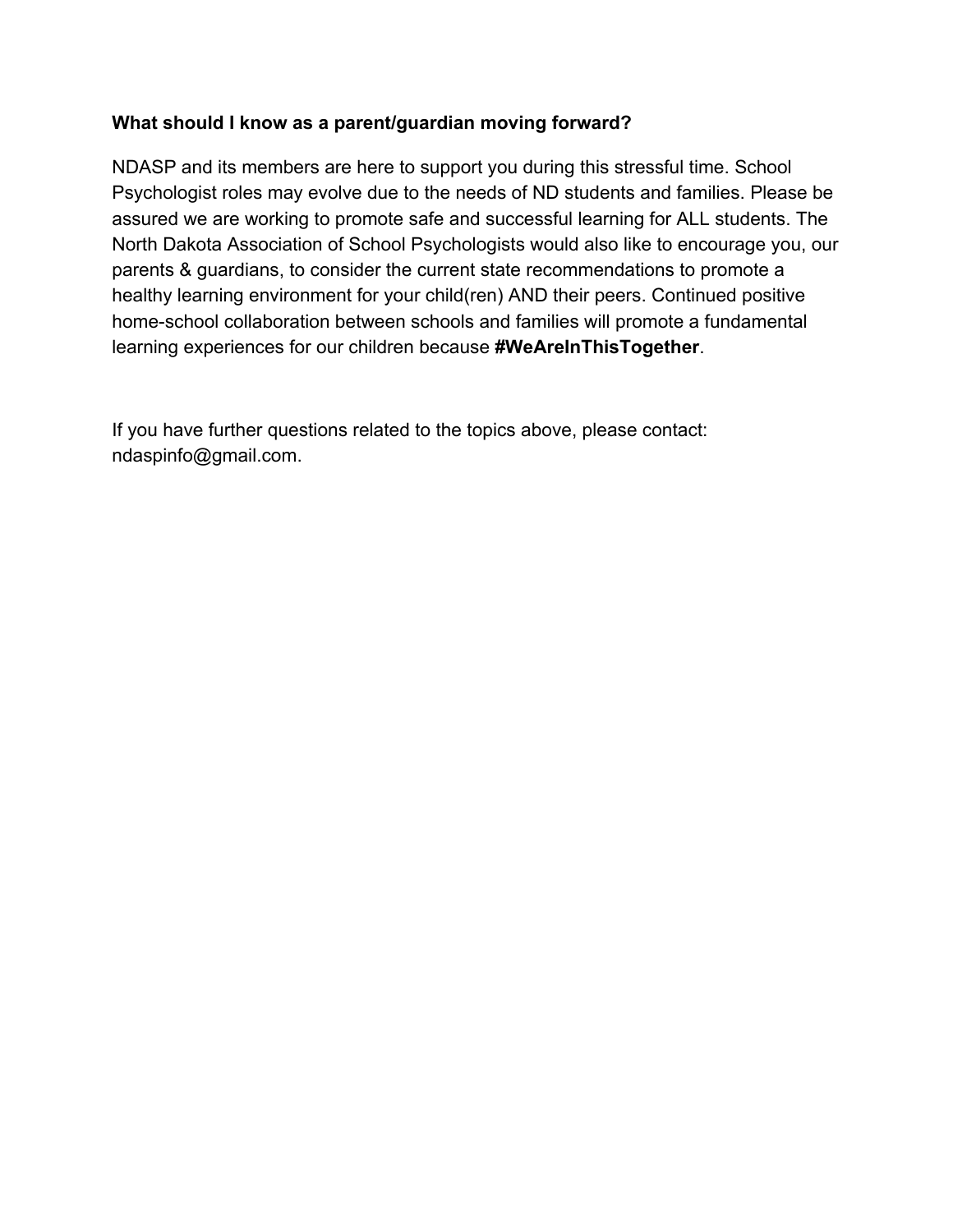**What should I know as a parent/guardian moving forward?**

NDASP and its members are here to support you during this stressful time. School Psychologist roles may evolve due to the needs of ND students and families. Please be assured we are working to promote safe and successful learning for ALL students. The North Dakota Association of School Psychologists would also like to encourage you, our parents & guardians, to consider the current state recommendations to promote a healthy learning environment for your child(ren) AND their peers. Continued positive home-school collaboration between schools and families will promote a fundamental learning experiences for our children because **#WeAreInThisTogether**.

If you have further questions related to the topics above, please contact: ndaspinfo@gmail.com.